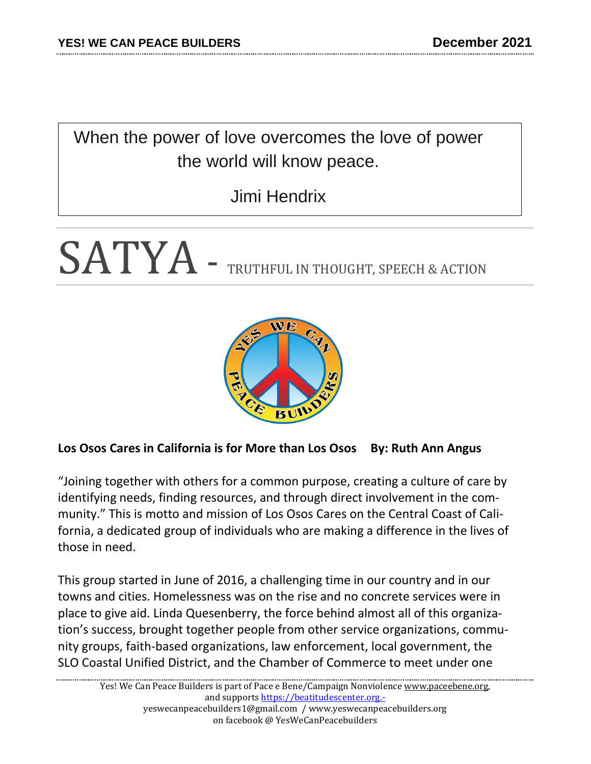When the power of love overcomes the love of power
the world will know peace.

Jimi Hendrix

# SATYA - TRUTHFUL IN THOUGHT, SPEECH & ACTION

**Los Osos Cares in California is for More than Los Osos    By: Ruth Ann Angus**

"Joining together with others for a common purpose, creating a culture of care by identifying needs, finding resources, and through direct involvement in the community." This is motto and mission of Los Osos Cares on the Central Coast of California, a dedicated group of individuals who are making a difference in the lives of those in need.

This group started in June of 2016, a challenging time in our country and in our towns and cities. Homelessness was on the rise and no concrete services were in place to give aid. Linda Quesenberry, the force behind almost all of this organization's success, brought together people from other service organizations, community groups, faith-based organizations, law enforcement, local government, the SLO Coastal Unified District, and the Chamber of Commerce to meet under one

Yes! We Can Peace Builders is part of Pace e Bene/Campaign Nonviolence www.paceebene.org, and supports https://beatitudescenter.org.-
yeswecanpeacebuilders1@gmail.com / www.yeswecanpeacebuilders.org
on facebook @ YesWeCanPeacebuilders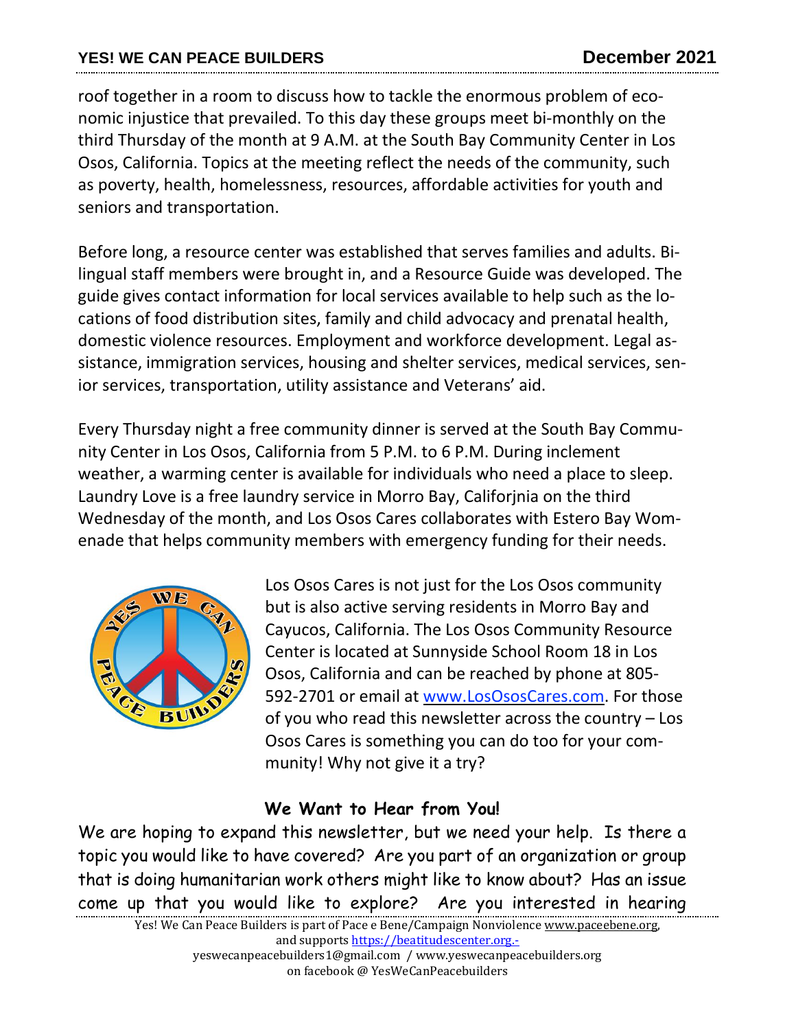roof together in a room to discuss how to tackle the enormous problem of economic injustice that prevailed. To this day these groups meet bi-monthly on the third Thursday of the month at 9 A.M. at the South Bay Community Center in Los Osos, California. Topics at the meeting reflect the needs of the community, such as poverty, health, homelessness, resources, affordable activities for youth and seniors and transportation.

Before long, a resource center was established that serves families and adults. Bilingual staff members were brought in, and a Resource Guide was developed. The guide gives contact information for local services available to help such as the locations of food distribution sites, family and child advocacy and prenatal health, domestic violence resources. Employment and workforce development. Legal assistance, immigration services, housing and shelter services, medical services, senior services, transportation, utility assistance and Veterans' aid.

Every Thursday night a free community dinner is served at the South Bay Community Center in Los Osos, California from 5 P.M. to 6 P.M. During inclement weather, a warming center is available for individuals who need a place to sleep. Laundry Love is a free laundry service in Morro Bay, Califorjnia on the third Wednesday of the month, and Los Osos Cares collaborates with Estero Bay Womenade that helps community members with emergency funding for their needs.

Los Osos Cares is not just for the Los Osos community but is also active serving residents in Morro Bay and Cayucos, California. The Los Osos Community Resource Center is located at Sunnyside School Room 18 in Los Osos, California and can be reached by phone at 805-592-2701 or email at www.LosOsosCares.com. For those of you who read this newsletter across the country – Los Osos Cares is something you can do too for your community! Why not give it a try?

## We Want to Hear from You!

We are hoping to expand this newsletter, but we need your help. Is there a topic you would like to have covered? Are you part of an organization or group that is doing humanitarian work others might like to know about? Has an issue come up that you would like to explore? Are you interested in hearing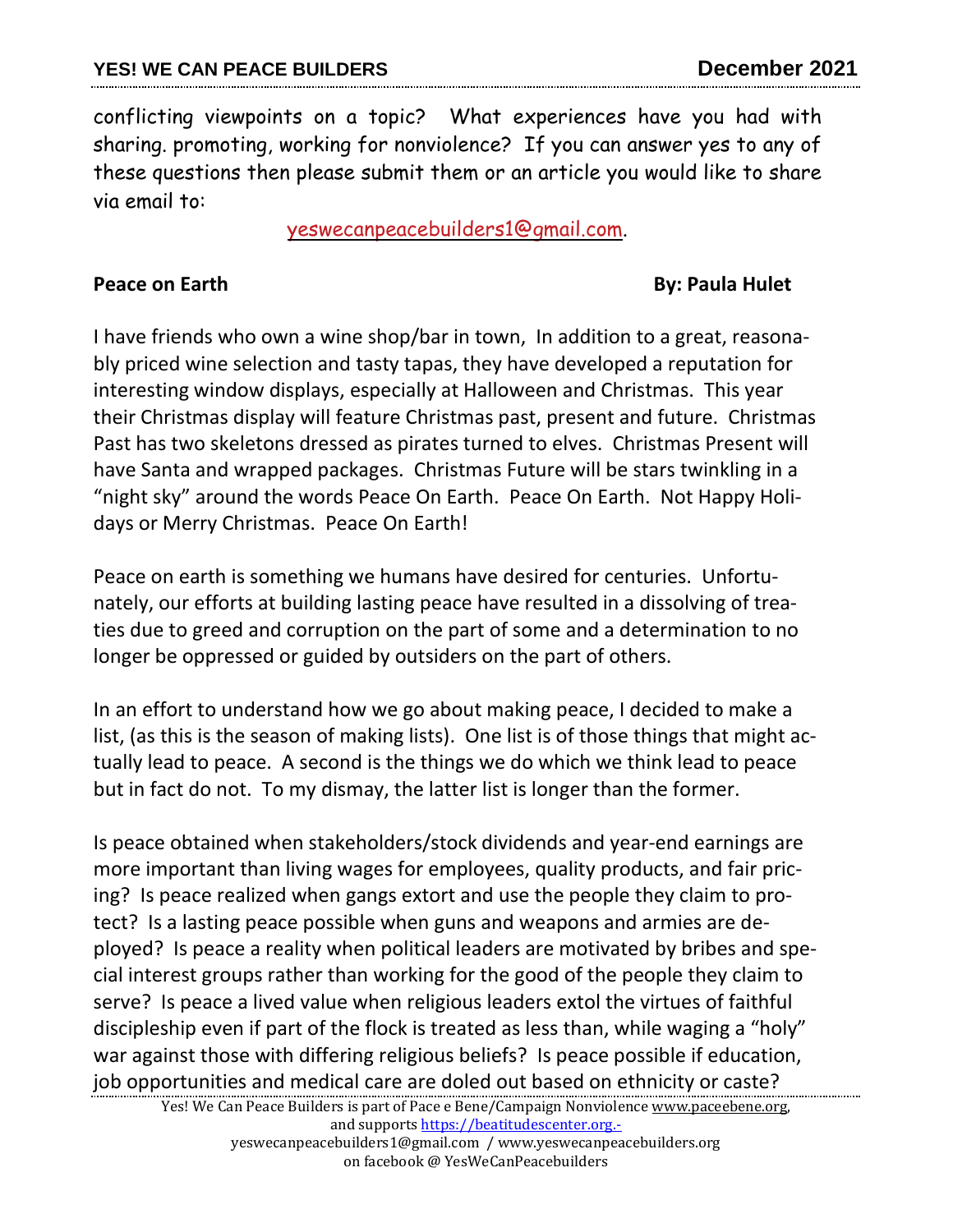conflicting viewpoints on a topic? What experiences have you had with sharing. promoting, working for nonviolence? If you can answer yes to any of these questions then please submit them or an article you would like to share via email to:

yeswecanpeacebuilders1@gmail.com.

**Peace on Earth** **By: Paula Hulet**

I have friends who own a wine shop/bar in town, In addition to a great, reasonably priced wine selection and tasty tapas, they have developed a reputation for interesting window displays, especially at Halloween and Christmas. This year their Christmas display will feature Christmas past, present and future. Christmas Past has two skeletons dressed as pirates turned to elves. Christmas Present will have Santa and wrapped packages. Christmas Future will be stars twinkling in a "night sky" around the words Peace On Earth. Peace On Earth. Not Happy Holidays or Merry Christmas. Peace On Earth!

Peace on earth is something we humans have desired for centuries. Unfortunately, our efforts at building lasting peace have resulted in a dissolving of treaties due to greed and corruption on the part of some and a determination to no longer be oppressed or guided by outsiders on the part of others.

In an effort to understand how we go about making peace, I decided to make a list, (as this is the season of making lists). One list is of those things that might actually lead to peace. A second is the things we do which we think lead to peace but in fact do not. To my dismay, the latter list is longer than the former.

Is peace obtained when stakeholders/stock dividends and year-end earnings are more important than living wages for employees, quality products, and fair pricing? Is peace realized when gangs extort and use the people they claim to protect? Is a lasting peace possible when guns and weapons and armies are deployed? Is peace a reality when political leaders are motivated by bribes and special interest groups rather than working for the good of the people they claim to serve? Is peace a lived value when religious leaders extol the virtues of faithful discipleship even if part of the flock is treated as less than, while waging a "holy" war against those with differing religious beliefs? Is peace possible if education, job opportunities and medical care are doled out based on ethnicity or caste?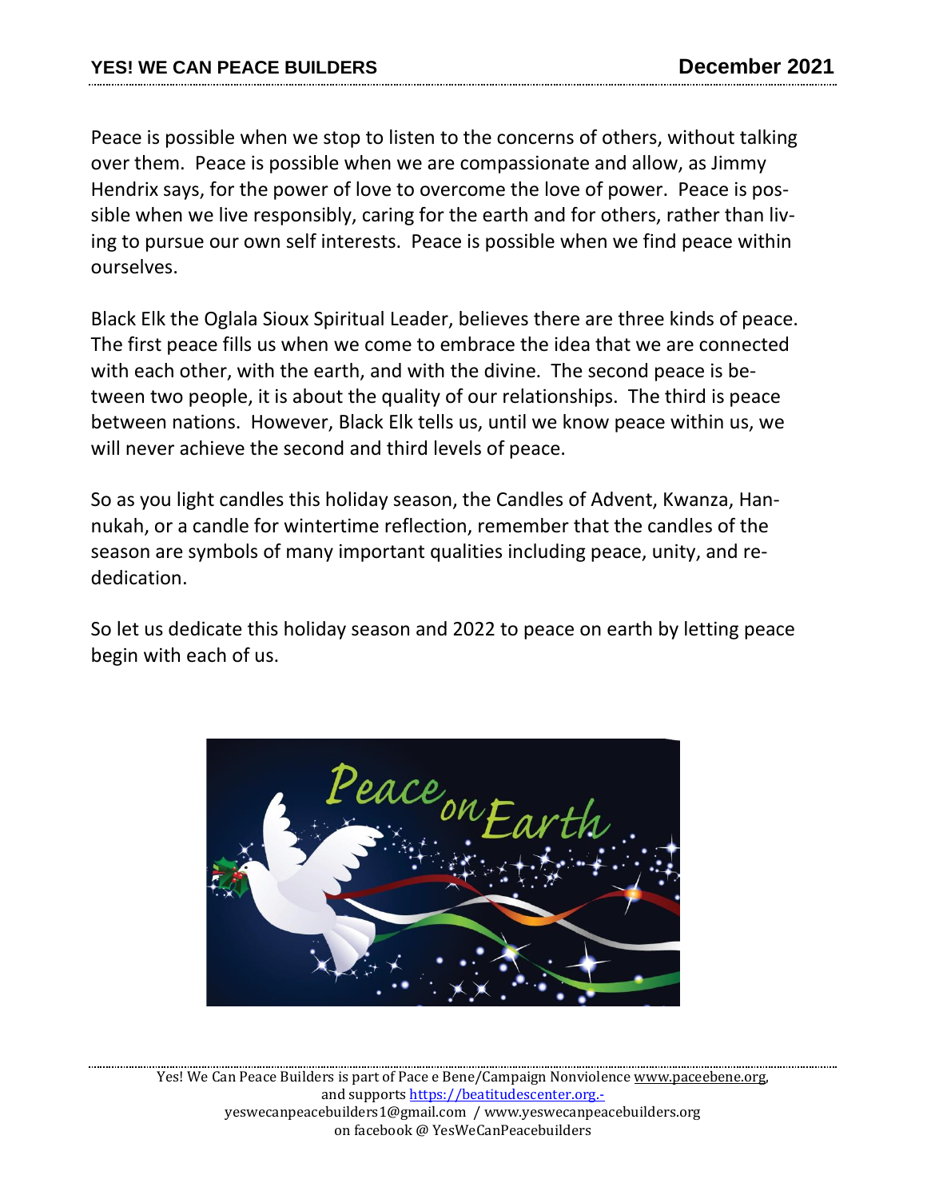Peace is possible when we stop to listen to the concerns of others, without talking over them. Peace is possible when we are compassionate and allow, as Jimmy Hendrix says, for the power of love to overcome the love of power. Peace is possible when we live responsibly, caring for the earth and for others, rather than living to pursue our own self interests. Peace is possible when we find peace within ourselves.

Black Elk the Oglala Sioux Spiritual Leader, believes there are three kinds of peace. The first peace fills us when we come to embrace the idea that we are connected with each other, with the earth, and with the divine. The second peace is between two people, it is about the quality of our relationships. The third is peace between nations. However, Black Elk tells us, until we know peace within us, we will never achieve the second and third levels of peace.

So as you light candles this holiday season, the Candles of Advent, Kwanza, Hannukah, or a candle for wintertime reflection, remember that the candles of the season are symbols of many important qualities including peace, unity, and rededication.

So let us dedicate this holiday season and 2022 to peace on earth by letting peace begin with each of us.

Peace on Earth

Yes! We Can Peace Builders is part of Pace e Bene/Campaign Nonviolence www.paceebene.org, and supports https://beatitudescenter.org.-
yeswecanpeacebuilders1@gmail.com / www.yeswecanpeacebuilders.org
on facebook @ YesWeCanPeacebuilders